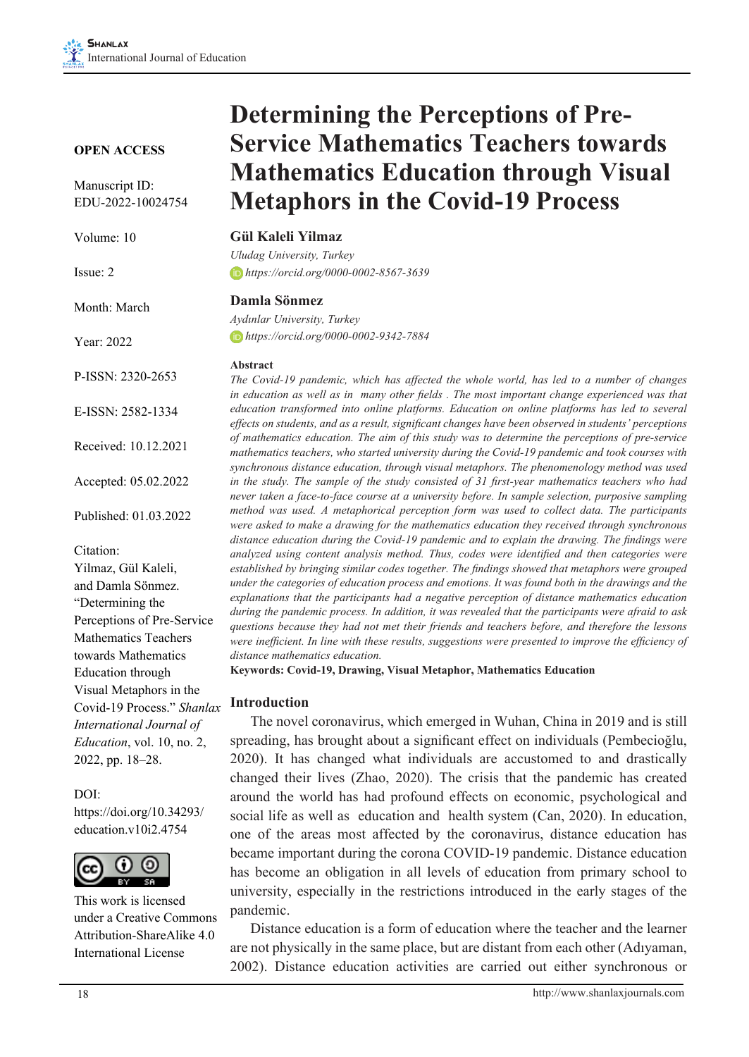**OPEN ACCESS**

Manuscript ID: EDU-2022-10024754

Volume: 10

Issue: 2

Month: March

Year: 2022

P-ISSN: 2320-2653

E-ISSN: 2582-1334

Received: 10.12.2021

Accepted: 05.02.2022

Published: 01.03.2022

Citation:
Yilmaz, Gül Kaleli, and Damla Sönmez. "Determining the Perceptions of Pre-Service Mathematics Teachers towards Mathematics Education through Visual Metaphors in the Covid-19 Process." *Shanlax International Journal of Education*, vol. 10, no. 2, 2022, pp. 18–28.

DOI:
https://doi.org/10.34293/education.v10i2.4754

This work is licensed under a Creative Commons Attribution-ShareAlike 4.0 International License

# Determining the Perceptions of Pre-Service Mathematics Teachers towards Mathematics Education through Visual Metaphors in the Covid-19 Process

**Gül Kaleli Yilmaz**
*Uludag University, Turkey*
*https://orcid.org/0000-0002-8567-3639*

**Damla Sönmez**
*Aydınlar University, Turkey*
*https://orcid.org/0000-0002-9342-7884*

**Abstract**

*The Covid-19 pandemic, which has affected the whole world, has led to a number of changes in education as well as in many other fields . The most important change experienced was that education transformed into online platforms. Education on online platforms has led to several effects on students, and as a result, significant changes have been observed in students' perceptions of mathematics education. The aim of this study was to determine the perceptions of pre-service mathematics teachers, who started university during the Covid-19 pandemic and took courses with synchronous distance education, through visual metaphors. The phenomenology method was used in the study. The sample of the study consisted of 31 first-year mathematics teachers who had never taken a face-to-face course at a university before. In sample selection, purposive sampling method was used. A metaphorical perception form was used to collect data. The participants were asked to make a drawing for the mathematics education they received through synchronous distance education during the Covid-19 pandemic and to explain the drawing. The findings were analyzed using content analysis method. Thus, codes were identified and then categories were established by bringing similar codes together. The findings showed that metaphors were grouped under the categories of education process and emotions. It was found both in the drawings and the explanations that the participants had a negative perception of distance mathematics education during the pandemic process. In addition, it was revealed that the participants were afraid to ask questions because they had not met their friends and teachers before, and therefore the lessons were inefficient. In line with these results, suggestions were presented to improve the efficiency of distance mathematics education.*

**Keywords: Covid-19, Drawing, Visual Metaphor, Mathematics Education**

## Introduction

The novel coronavirus, which emerged in Wuhan, China in 2019 and is still spreading, has brought about a significant effect on individuals (Pembecioğlu, 2020). It has changed what individuals are accustomed to and drastically changed their lives (Zhao, 2020). The crisis that the pandemic has created around the world has had profound effects on economic, psychological and social life as well as education and health system (Can, 2020). In education, one of the areas most affected by the coronavirus, distance education has became important during the corona COVID-19 pandemic. Distance education has become an obligation in all levels of education from primary school to university, especially in the restrictions introduced in the early stages of the pandemic.

Distance education is a form of education where the teacher and the learner are not physically in the same place, but are distant from each other (Adıyaman, 2002). Distance education activities are carried out either synchronous or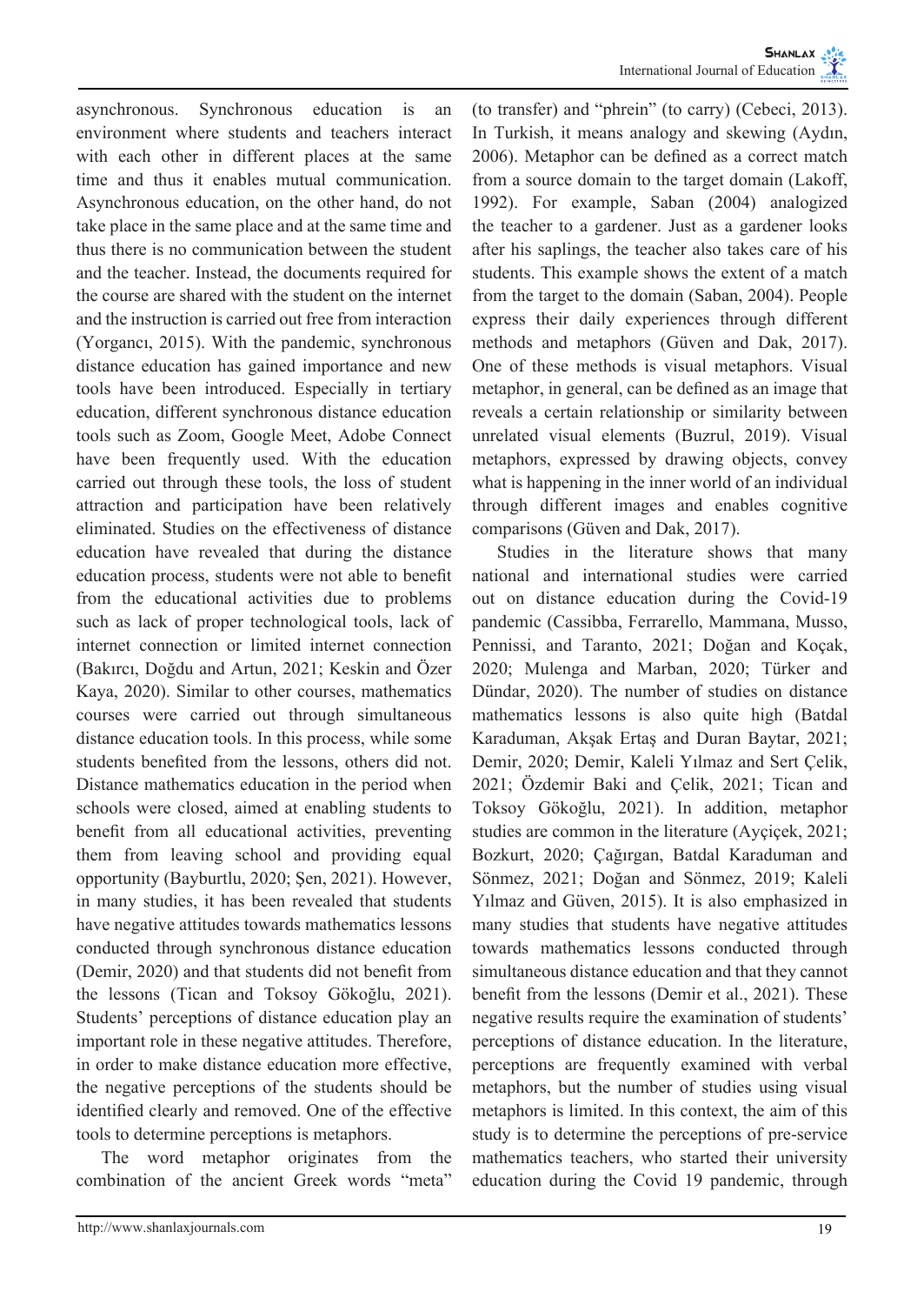asynchronous. Synchronous education is an environment where students and teachers interact with each other in different places at the same time and thus it enables mutual communication. Asynchronous education, on the other hand, do not take place in the same place and at the same time and thus there is no communication between the student and the teacher. Instead, the documents required for the course are shared with the student on the internet and the instruction is carried out free from interaction (Yorgancı, 2015). With the pandemic, synchronous distance education has gained importance and new tools have been introduced. Especially in tertiary education, different synchronous distance education tools such as Zoom, Google Meet, Adobe Connect have been frequently used. With the education carried out through these tools, the loss of student attraction and participation have been relatively eliminated. Studies on the effectiveness of distance education have revealed that during the distance education process, students were not able to benefit from the educational activities due to problems such as lack of proper technological tools, lack of internet connection or limited internet connection (Bakırcı, Doğdu and Artun, 2021; Keskin and Özer Kaya, 2020). Similar to other courses, mathematics courses were carried out through simultaneous distance education tools. In this process, while some students benefited from the lessons, others did not. Distance mathematics education in the period when schools were closed, aimed at enabling students to benefit from all educational activities, preventing them from leaving school and providing equal opportunity (Bayburtlu, 2020; Şen, 2021). However, in many studies, it has been revealed that students have negative attitudes towards mathematics lessons conducted through synchronous distance education (Demir, 2020) and that students did not benefit from the lessons (Tican and Toksoy Gökoğlu, 2021). Students' perceptions of distance education play an important role in these negative attitudes. Therefore, in order to make distance education more effective, the negative perceptions of the students should be identified clearly and removed. One of the effective tools to determine perceptions is metaphors.

The word metaphor originates from the combination of the ancient Greek words "meta" (to transfer) and "phrein" (to carry) (Cebeci, 2013). In Turkish, it means analogy and skewing (Aydın, 2006). Metaphor can be defined as a correct match from a source domain to the target domain (Lakoff, 1992). For example, Saban (2004) analogized the teacher to a gardener. Just as a gardener looks after his saplings, the teacher also takes care of his students. This example shows the extent of a match from the target to the domain (Saban, 2004). People express their daily experiences through different methods and metaphors (Güven and Dak, 2017). One of these methods is visual metaphors. Visual metaphor, in general, can be defined as an image that reveals a certain relationship or similarity between unrelated visual elements (Buzrul, 2019). Visual metaphors, expressed by drawing objects, convey what is happening in the inner world of an individual through different images and enables cognitive comparisons (Güven and Dak, 2017).

Studies in the literature shows that many national and international studies were carried out on distance education during the Covid-19 pandemic (Cassibba, Ferrarello, Mammana, Musso, Pennissi, and Taranto, 2021; Doğan and Koçak, 2020; Mulenga and Marban, 2020; Türker and Dündar, 2020). The number of studies on distance mathematics lessons is also quite high (Batdal Karaduman, Akşak Ertaş and Duran Baytar, 2021; Demir, 2020; Demir, Kaleli Yılmaz and Sert Çelik, 2021; Özdemir Baki and Çelik, 2021; Tican and Toksoy Gökoğlu, 2021). In addition, metaphor studies are common in the literature (Ayçiçek, 2021; Bozkurt, 2020; Çağırgan, Batdal Karaduman and Sönmez, 2021; Doğan and Sönmez, 2019; Kaleli Yılmaz and Güven, 2015). It is also emphasized in many studies that students have negative attitudes towards mathematics lessons conducted through simultaneous distance education and that they cannot benefit from the lessons (Demir et al., 2021). These negative results require the examination of students' perceptions of distance education. In the literature, perceptions are frequently examined with verbal metaphors, but the number of studies using visual metaphors is limited. In this context, the aim of this study is to determine the perceptions of pre-service mathematics teachers, who started their university education during the Covid 19 pandemic, through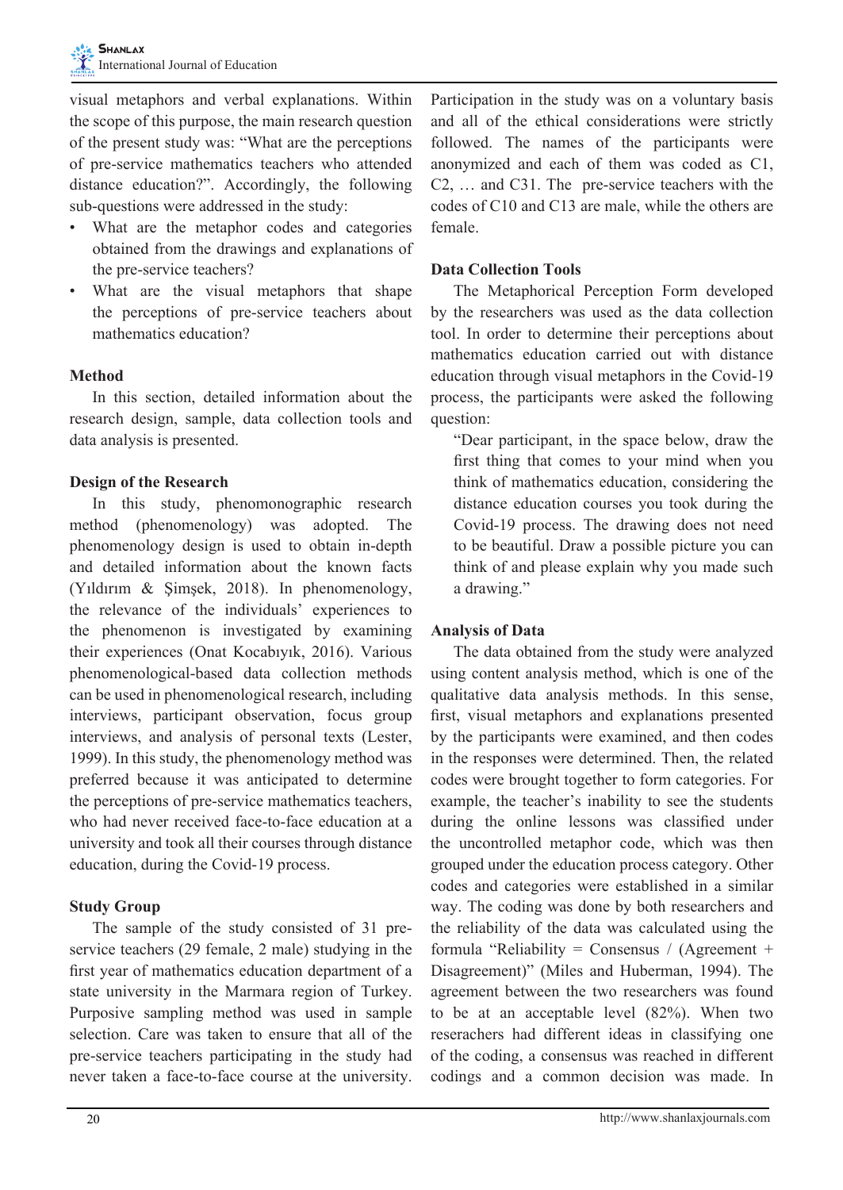visual metaphors and verbal explanations. Within the scope of this purpose, the main research question of the present study was: "What are the perceptions of pre-service mathematics teachers who attended distance education?". Accordingly, the following sub-questions were addressed in the study:

- What are the metaphor codes and categories obtained from the drawings and explanations of the pre-service teachers?
- What are the visual metaphors that shape the perceptions of pre-service teachers about mathematics education?

## Method

In this section, detailed information about the research design, sample, data collection tools and data analysis is presented.

### Design of the Research

In this study, phenomonographic research method (phenomenology) was adopted. The phenomenology design is used to obtain in-depth and detailed information about the known facts (Yıldırım & Şimşek, 2018). In phenomenology, the relevance of the individuals' experiences to the phenomenon is investigated by examining their experiences (Onat Kocabıyık, 2016). Various phenomenological-based data collection methods can be used in phenomenological research, including interviews, participant observation, focus group interviews, and analysis of personal texts (Lester, 1999). In this study, the phenomenology method was preferred because it was anticipated to determine the perceptions of pre-service mathematics teachers, who had never received face-to-face education at a university and took all their courses through distance education, during the Covid-19 process.

### Study Group

The sample of the study consisted of 31 pre-service teachers (29 female, 2 male) studying in the first year of mathematics education department of a state university in the Marmara region of Turkey. Purposive sampling method was used in sample selection. Care was taken to ensure that all of the pre-service teachers participating in the study had never taken a face-to-face course at the university. Participation in the study was on a voluntary basis and all of the ethical considerations were strictly followed. The names of the participants were anonymized and each of them was coded as C1, C2, … and C31. The pre-service teachers with the codes of C10 and C13 are male, while the others are female.

### Data Collection Tools

The Metaphorical Perception Form developed by the researchers was used as the data collection tool. In order to determine their perceptions about mathematics education carried out with distance education through visual metaphors in the Covid-19 process, the participants were asked the following question:

"Dear participant, in the space below, draw the first thing that comes to your mind when you think of mathematics education, considering the distance education courses you took during the Covid-19 process. The drawing does not need to be beautiful. Draw a possible picture you can think of and please explain why you made such a drawing."

### Analysis of Data

The data obtained from the study were analyzed using content analysis method, which is one of the qualitative data analysis methods. In this sense, first, visual metaphors and explanations presented by the participants were examined, and then codes in the responses were determined. Then, the related codes were brought together to form categories. For example, the teacher's inability to see the students during the online lessons was classified under the uncontrolled metaphor code, which was then grouped under the education process category. Other codes and categories were established in a similar way. The coding was done by both researchers and the reliability of the data was calculated using the formula "Reliability = Consensus / (Agreement + Disagreement)" (Miles and Huberman, 1994). The agreement between the two researchers was found to be at an acceptable level (82%). When two reserachers had different ideas in classifying one of the coding, a consensus was reached in different codings and a common decision was made. In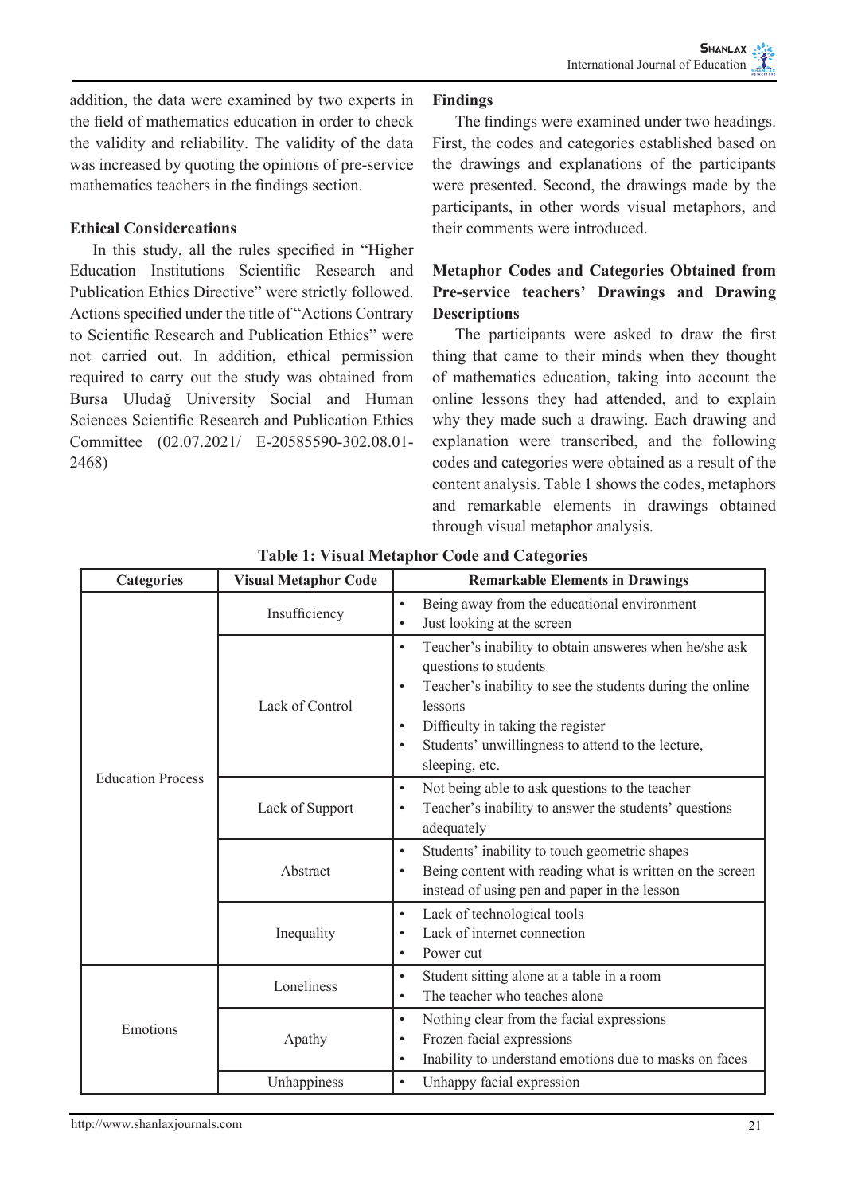addition, the data were examined by two experts in the field of mathematics education in order to check the validity and reliability. The validity of the data was increased by quoting the opinions of pre-service mathematics teachers in the findings section.

### Ethical Considereations

In this study, all the rules specified in "Higher Education Institutions Scientific Research and Publication Ethics Directive" were strictly followed. Actions specified under the title of "Actions Contrary to Scientific Research and Publication Ethics" were not carried out. In addition, ethical permission required to carry out the study was obtained from Bursa Uludağ University Social and Human Sciences Scientific Research and Publication Ethics Committee (02.07.2021/ E-20585590-302.08.01-2468)

## Findings

The findings were examined under two headings. First, the codes and categories established based on the drawings and explanations of the participants were presented. Second, the drawings made by the participants, in other words visual metaphors, and their comments were introduced.

### Metaphor Codes and Categories Obtained from Pre-service teachers' Drawings and Drawing Descriptions

The participants were asked to draw the first thing that came to their minds when they thought of mathematics education, taking into account the online lessons they had attended, and to explain why they made such a drawing. Each drawing and explanation were transcribed, and the following codes and categories were obtained as a result of the content analysis. Table 1 shows the codes, metaphors and remarkable elements in drawings obtained through visual metaphor analysis.

**Table 1: Visual Metaphor Code and Categories**

| Categories | Visual Metaphor Code | Remarkable Elements in Drawings |
|---|---|---|
| Education Process | Insufficiency | • Being away from the educational environment<br>• Just looking at the screen |
| | Lack of Control | • Teacher's inability to obtain answeres when he/she ask questions to students<br>• Teacher's inability to see the students during the online lessons<br>• Difficulty in taking the register<br>• Students' unwillingness to attend to the lecture, sleeping, etc. |
| | Lack of Support | • Not being able to ask questions to the teacher<br>• Teacher's inability to answer the students' questions adequately |
| | Abstract | • Students' inability to touch geometric shapes<br>• Being content with reading what is written on the screen instead of using pen and paper in the lesson |
| | Inequality | • Lack of technological tools<br>• Lack of internet connection<br>• Power cut |
| Emotions | Loneliness | • Student sitting alone at a table in a room<br>• The teacher who teaches alone |
| | Apathy | • Nothing clear from the facial expressions<br>• Frozen facial expressions<br>• Inability to understand emotions due to masks on faces |
| | Unhappiness | • Unhappy facial expression |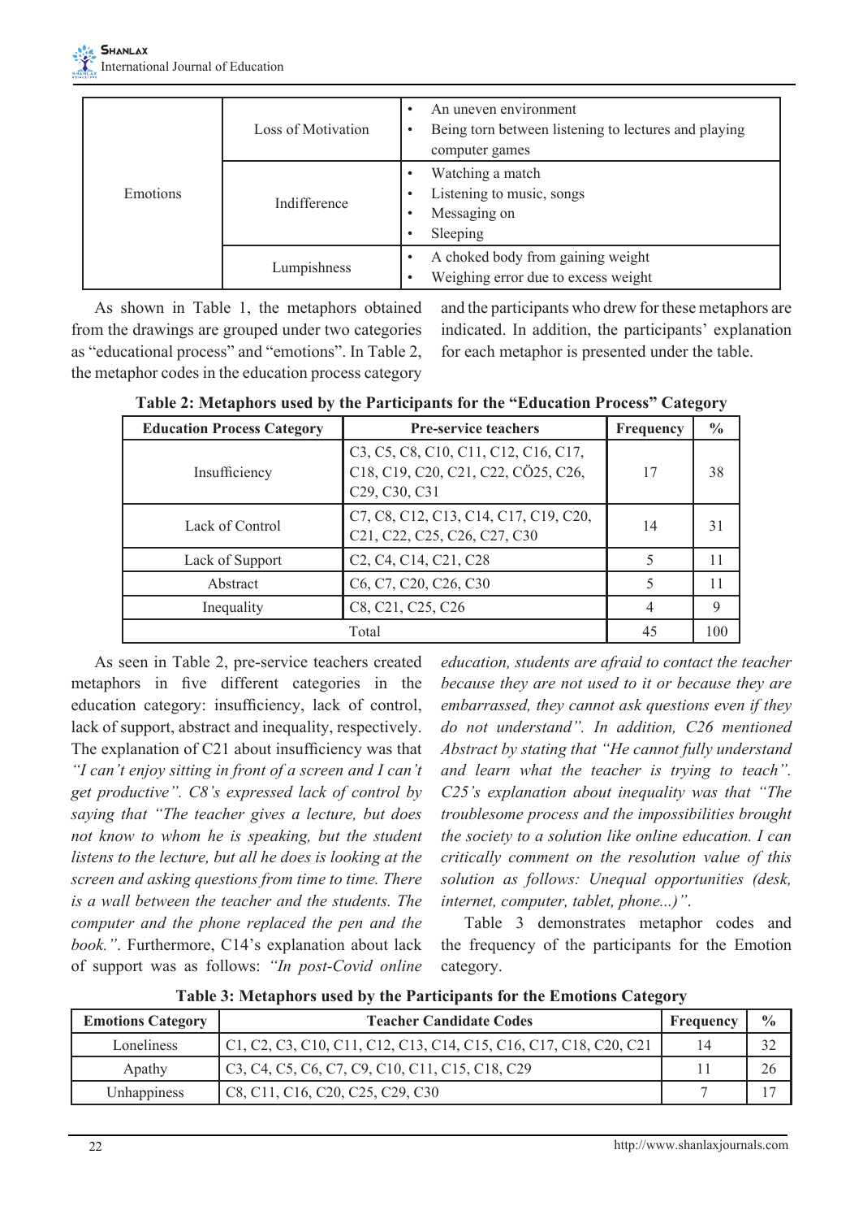| Emotions | Loss of Motivation | • An uneven environment<br>• Being torn between listening to lectures and playing computer games |
|---|---|---|
| | Indifference | • Watching a match<br>• Listening to music, songs<br>• Messaging on<br>• Sleeping |
| | Lumpishness | • A choked body from gaining weight<br>• Weighing error due to excess weight |

As shown in Table 1, the metaphors obtained from the drawings are grouped under two categories as "educational process" and "emotions". In Table 2, the metaphor codes in the education process category and the participants who drew for these metaphors are indicated. In addition, the participants' explanation for each metaphor is presented under the table.

**Table 2: Metaphors used by the Participants for the "Education Process" Category**

| Education Process Category | Pre-service teachers | Frequency | % |
|---|---|---|---|
| Insufficiency | C3, C5, C8, C10, C11, C12, C16, C17, C18, C19, C20, C21, C22, CÖ25, C26, C29, C30, C31 | 17 | 38 |
| Lack of Control | C7, C8, C12, C13, C14, C17, C19, C20, C21, C22, C25, C26, C27, C30 | 14 | 31 |
| Lack of Support | C2, C4, C14, C21, C28 | 5 | 11 |
| Abstract | C6, C7, C20, C26, C30 | 5 | 11 |
| Inequality | C8, C21, C25, C26 | 4 | 9 |
| Total | | 45 | 100 |

As seen in Table 2, pre-service teachers created metaphors in five different categories in the education category: insufficiency, lack of control, lack of support, abstract and inequality, respectively. The explanation of C21 about insufficiency was that *"I can't enjoy sitting in front of a screen and I can't get productive". C8's expressed lack of control by saying that "The teacher gives a lecture, but does not know to whom he is speaking, but the student listens to the lecture, but all he does is looking at the screen and asking questions from time to time. There is a wall between the teacher and the students. The computer and the phone replaced the pen and the book."*. Furthermore, C14's explanation about lack of support was as follows: *"In post-Covid online education, students are afraid to contact the teacher because they are not used to it or because they are embarrassed, they cannot ask questions even if they do not understand". In addition, C26 mentioned Abstract by stating that "He cannot fully understand and learn what the teacher is trying to teach". C25's explanation about inequality was that "The troublesome process and the impossibilities brought the society to a solution like online education. I can critically comment on the resolution value of this solution as follows: Unequal opportunities (desk, internet, computer, tablet, phone...)".*

Table 3 demonstrates metaphor codes and the frequency of the participants for the Emotion category.

**Table 3: Metaphors used by the Participants for the Emotions Category**

| Emotions Category | Teacher Candidate Codes | Frequency | % |
|---|---|---|---|
| Loneliness | C1, C2, C3, C10, C11, C12, C13, C14, C15, C16, C17, C18, C20, C21 | 14 | 32 |
| Apathy | C3, C4, C5, C6, C7, C9, C10, C11, C15, C18, C29 | 11 | 26 |
| Unhappiness | C8, C11, C16, C20, C25, C29, C30 | 7 | 17 |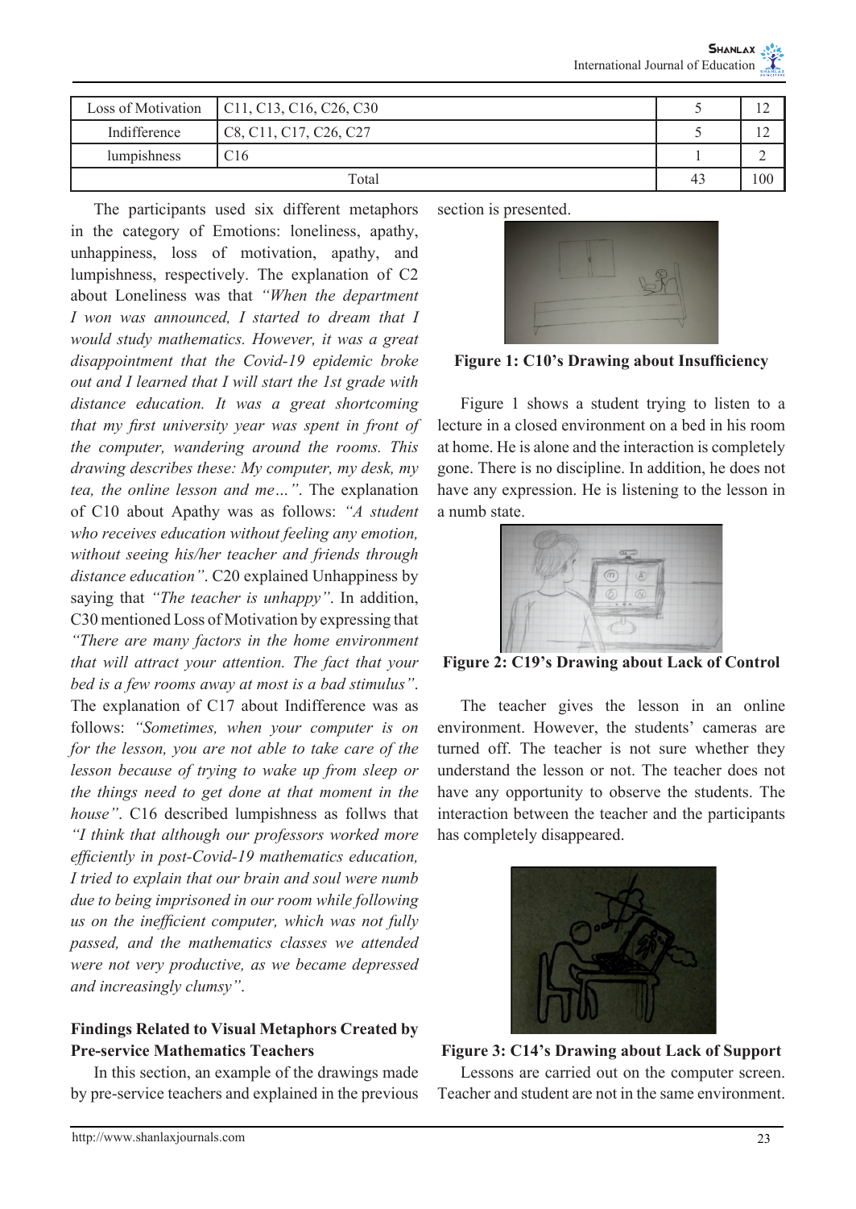| Loss of Motivation | C11, C13, C16, C26, C30 | 5 | 12 |
|---|---|---|---|
| Indifference | C8, C11, C17, C26, C27 | 5 | 12 |
| lumpishness | C16 | 1 | 2 |
| Total | | 43 | 100 |

The participants used six different metaphors in the category of Emotions: loneliness, apathy, unhappiness, loss of motivation, apathy, and lumpishness, respectively. The explanation of C2 about Loneliness was that *"When the department I won was announced, I started to dream that I would study mathematics. However, it was a great disappointment that the Covid-19 epidemic broke out and I learned that I will start the 1st grade with distance education. It was a great shortcoming that my first university year was spent in front of the computer, wandering around the rooms. This drawing describes these: My computer, my desk, my tea, the online lesson and me…"*. The explanation of C10 about Apathy was as follows: *"A student who receives education without feeling any emotion, without seeing his/her teacher and friends through distance education"*. C20 explained Unhappiness by saying that *"The teacher is unhappy"*. In addition, C30 mentioned Loss of Motivation by expressing that *"There are many factors in the home environment that will attract your attention. The fact that your bed is a few rooms away at most is a bad stimulus"*. The explanation of C17 about Indifference was as follows: *"Sometimes, when your computer is on for the lesson, you are not able to take care of the lesson because of trying to wake up from sleep or the things need to get done at that moment in the house"*. C16 described lumpishness as follws that *"I think that although our professors worked more efficiently in post-Covid-19 mathematics education, I tried to explain that our brain and soul were numb due to being imprisoned in our room while following us on the inefficient computer, which was not fully passed, and the mathematics classes we attended were not very productive, as we became depressed and increasingly clumsy"*.

## Findings Related to Visual Metaphors Created by Pre-service Mathematics Teachers

In this section, an example of the drawings made by pre-service teachers and explained in the previous section is presented.

**Figure 1: C10's Drawing about Insufficiency**

Figure 1 shows a student trying to listen to a lecture in a closed environment on a bed in his room at home. He is alone and the interaction is completely gone. There is no discipline. In addition, he does not have any expression. He is listening to the lesson in a numb state.

**Figure 2: C19's Drawing about Lack of Control**

The teacher gives the lesson in an online environment. However, the students' cameras are turned off. The teacher is not sure whether they understand the lesson or not. The teacher does not have any opportunity to observe the students. The interaction between the teacher and the participants has completely disappeared.

**Figure 3: C14's Drawing about Lack of Support**

Lessons are carried out on the computer screen. Teacher and student are not in the same environment.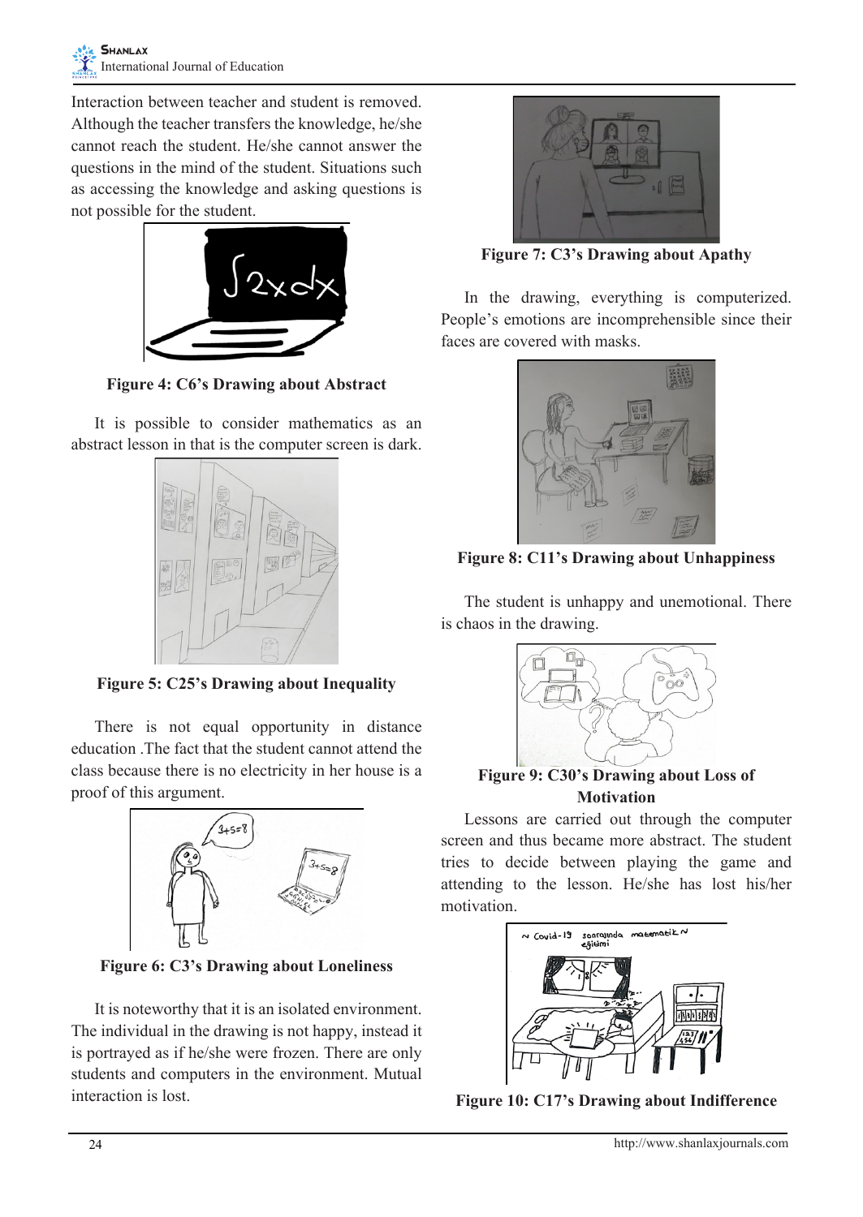Interaction between teacher and student is removed. Although the teacher transfers the knowledge, he/she cannot reach the student. He/she cannot answer the questions in the mind of the student. Situations such as accessing the knowledge and asking questions is not possible for the student.

**Figure 4: C6's Drawing about Abstract**

It is possible to consider mathematics as an abstract lesson in that is the computer screen is dark.

**Figure 5: C25's Drawing about Inequality**

There is not equal opportunity in distance education .The fact that the student cannot attend the class because there is no electricity in her house is a proof of this argument.

**Figure 6: C3's Drawing about Loneliness**

It is noteworthy that it is an isolated environment. The individual in the drawing is not happy, instead it is portrayed as if he/she were frozen. There are only students and computers in the environment. Mutual interaction is lost.

**Figure 7: C3's Drawing about Apathy**

In the drawing, everything is computerized. People's emotions are incomprehensible since their faces are covered with masks.

**Figure 8: C11's Drawing about Unhappiness**

The student is unhappy and unemotional. There is chaos in the drawing.

**Figure 9: C30's Drawing about Loss of Motivation**

Lessons are carried out through the computer screen and thus became more abstract. The student tries to decide between playing the game and attending to the lesson. He/she has lost his/her motivation.

**Figure 10: C17's Drawing about Indifference**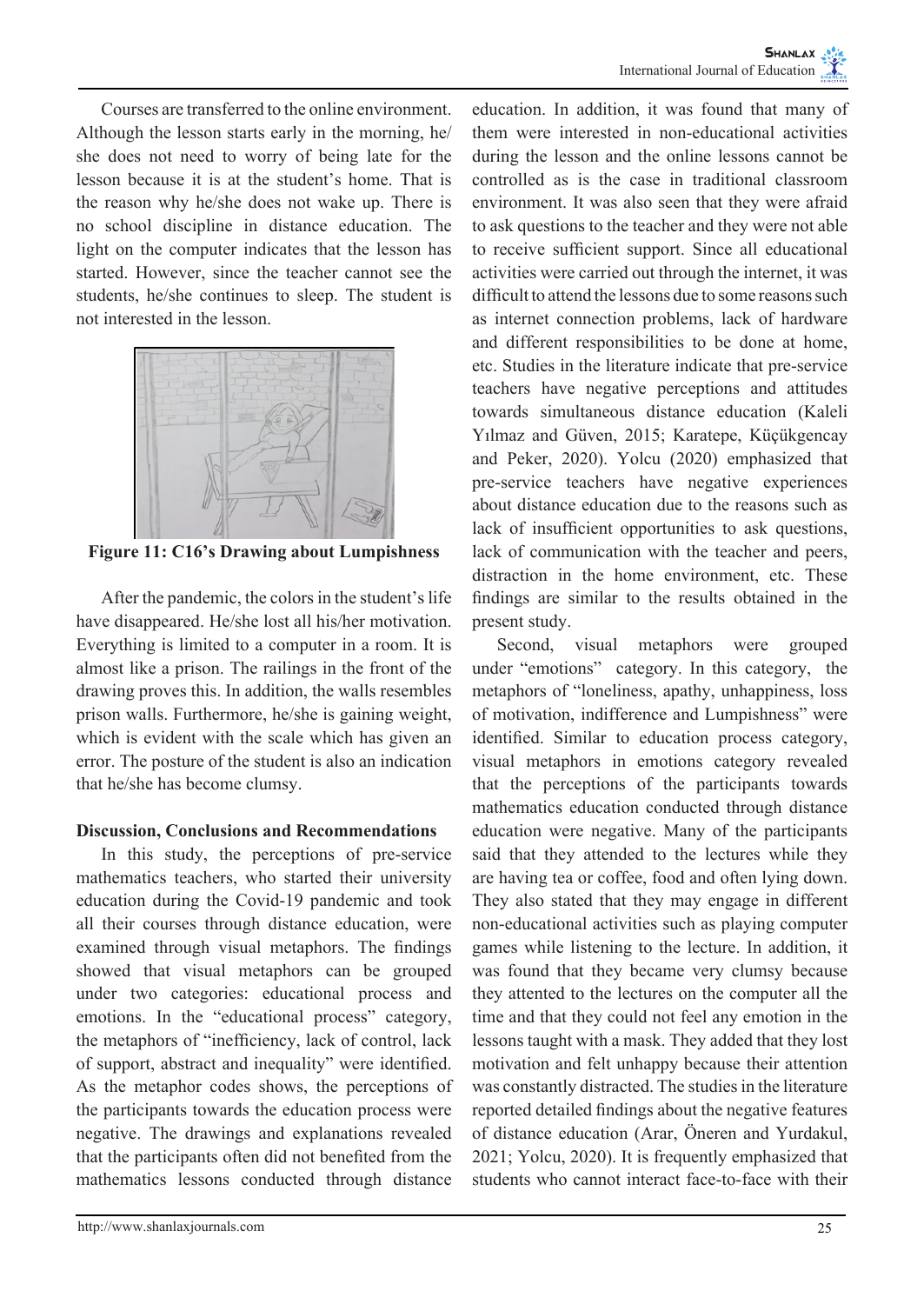Courses are transferred to the online environment. Although the lesson starts early in the morning, he/she does not need to worry of being late for the lesson because it is at the student's home. That is the reason why he/she does not wake up. There is no school discipline in distance education. The light on the computer indicates that the lesson has started. However, since the teacher cannot see the students, he/she continues to sleep. The student is not interested in the lesson.

**Figure 11: C16's Drawing about Lumpishness**

After the pandemic, the colors in the student's life have disappeared. He/she lost all his/her motivation. Everything is limited to a computer in a room. It is almost like a prison. The railings in the front of the drawing proves this. In addition, the walls resembles prison walls. Furthermore, he/she is gaining weight, which is evident with the scale which has given an error. The posture of the student is also an indication that he/she has become clumsy.

### Discussion, Conclusions and Recommendations

In this study, the perceptions of pre-service mathematics teachers, who started their university education during the Covid-19 pandemic and took all their courses through distance education, were examined through visual metaphors. The findings showed that visual metaphors can be grouped under two categories: educational process and emotions. In the "educational process" category, the metaphors of "inefficiency, lack of control, lack of support, abstract and inequality" were identified. As the metaphor codes shows, the perceptions of the participants towards the education process were negative. The drawings and explanations revealed that the participants often did not benefited from the mathematics lessons conducted through distance education. In addition, it was found that many of them were interested in non-educational activities during the lesson and the online lessons cannot be controlled as is the case in traditional classroom environment. It was also seen that they were afraid to ask questions to the teacher and they were not able to receive sufficient support. Since all educational activities were carried out through the internet, it was difficult to attend the lessons due to some reasons such as internet connection problems, lack of hardware and different responsibilities to be done at home, etc. Studies in the literature indicate that pre-service teachers have negative perceptions and attitudes towards simultaneous distance education (Kaleli Yılmaz and Güven, 2015; Karatepe, Küçükgencay and Peker, 2020). Yolcu (2020) emphasized that pre-service teachers have negative experiences about distance education due to the reasons such as lack of insufficient opportunities to ask questions, lack of communication with the teacher and peers, distraction in the home environment, etc. These findings are similar to the results obtained in the present study.

Second, visual metaphors were grouped under "emotions" category. In this category, the metaphors of "loneliness, apathy, unhappiness, loss of motivation, indifference and Lumpishness" were identified. Similar to education process category, visual metaphors in emotions category revealed that the perceptions of the participants towards mathematics education conducted through distance education were negative. Many of the participants said that they attended to the lectures while they are having tea or coffee, food and often lying down. They also stated that they may engage in different non-educational activities such as playing computer games while listening to the lecture. In addition, it was found that they became very clumsy because they attented to the lectures on the computer all the time and that they could not feel any emotion in the lessons taught with a mask. They added that they lost motivation and felt unhappy because their attention was constantly distracted. The studies in the literature reported detailed findings about the negative features of distance education (Arar, Öneren and Yurdakul, 2021; Yolcu, 2020). It is frequently emphasized that students who cannot interact face-to-face with their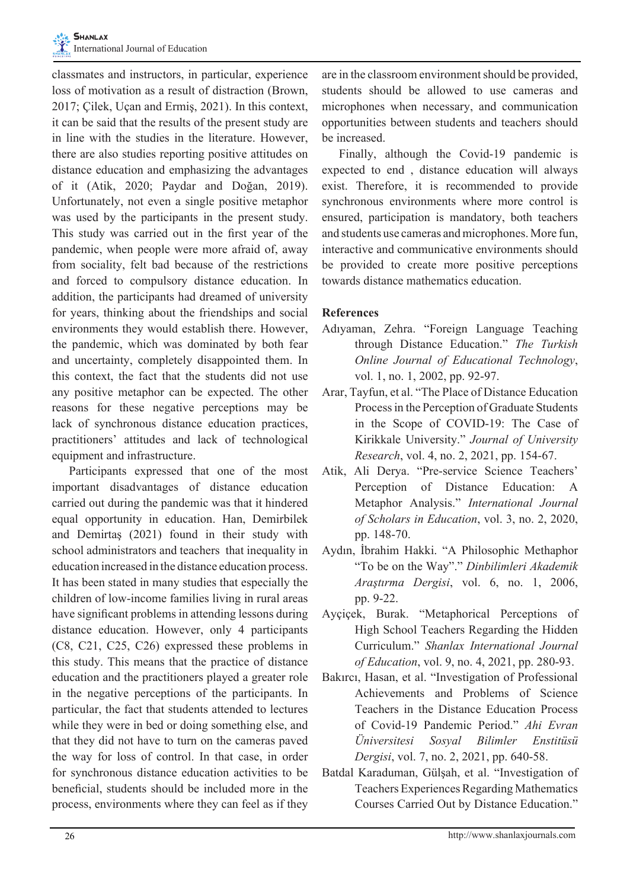classmates and instructors, in particular, experience loss of motivation as a result of distraction (Brown, 2017; Çilek, Uçan and Ermiş, 2021). In this context, it can be said that the results of the present study are in line with the studies in the literature. However, there are also studies reporting positive attitudes on distance education and emphasizing the advantages of it (Atik, 2020; Paydar and Doğan, 2019). Unfortunately, not even a single positive metaphor was used by the participants in the present study. This study was carried out in the first year of the pandemic, when people were more afraid of, away from sociality, felt bad because of the restrictions and forced to compulsory distance education. In addition, the participants had dreamed of university for years, thinking about the friendships and social environments they would establish there. However, the pandemic, which was dominated by both fear and uncertainty, completely disappointed them. In this context, the fact that the students did not use any positive metaphor can be expected. The other reasons for these negative perceptions may be lack of synchronous distance education practices, practitioners' attitudes and lack of technological equipment and infrastructure.

Participants expressed that one of the most important disadvantages of distance education carried out during the pandemic was that it hindered equal opportunity in education. Han, Demirbilek and Demirtaş (2021) found in their study with school administrators and teachers that inequality in education increased in the distance education process. It has been stated in many studies that especially the children of low-income families living in rural areas have significant problems in attending lessons during distance education. However, only 4 participants (C8, C21, C25, C26) expressed these problems in this study. This means that the practice of distance education and the practitioners played a greater role in the negative perceptions of the participants. In particular, the fact that students attended to lectures while they were in bed or doing something else, and that they did not have to turn on the cameras paved the way for loss of control. In that case, in order for synchronous distance education activities to be beneficial, students should be included more in the process, environments where they can feel as if they are in the classroom environment should be provided, students should be allowed to use cameras and microphones when necessary, and communication opportunities between students and teachers should be increased.

Finally, although the Covid-19 pandemic is expected to end , distance education will always exist. Therefore, it is recommended to provide synchronous environments where more control is ensured, participation is mandatory, both teachers and students use cameras and microphones. More fun, interactive and communicative environments should be provided to create more positive perceptions towards distance mathematics education.

## References

Adıyaman, Zehra. "Foreign Language Teaching through Distance Education." *The Turkish Online Journal of Educational Technology*, vol. 1, no. 1, 2002, pp. 92-97.

Arar, Tayfun, et al. "The Place of Distance Education Process in the Perception of Graduate Students in the Scope of COVID-19: The Case of Kirikkale University." *Journal of University Research*, vol. 4, no. 2, 2021, pp. 154-67.

Atik, Ali Derya. "Pre-service Science Teachers' Perception of Distance Education: A Metaphor Analysis." *International Journal of Scholars in Education*, vol. 3, no. 2, 2020, pp. 148-70.

Aydın, İbrahim Hakki. "A Philosophic Methaphor "To be on the Way"." *Dinbilimleri Akademik Araştırma Dergisi*, vol. 6, no. 1, 2006, pp. 9-22.

Ayçiçek, Burak. "Metaphorical Perceptions of High School Teachers Regarding the Hidden Curriculum." *Shanlax International Journal of Education*, vol. 9, no. 4, 2021, pp. 280-93.

Bakırcı, Hasan, et al. "Investigation of Professional Achievements and Problems of Science Teachers in the Distance Education Process of Covid-19 Pandemic Period." *Ahi Evran Üniversitesi Sosyal Bilimler Enstitüsü Dergisi*, vol. 7, no. 2, 2021, pp. 640-58.

Batdal Karaduman, Gülşah, et al. "Investigation of Teachers Experiences Regarding Mathematics Courses Carried Out by Distance Education."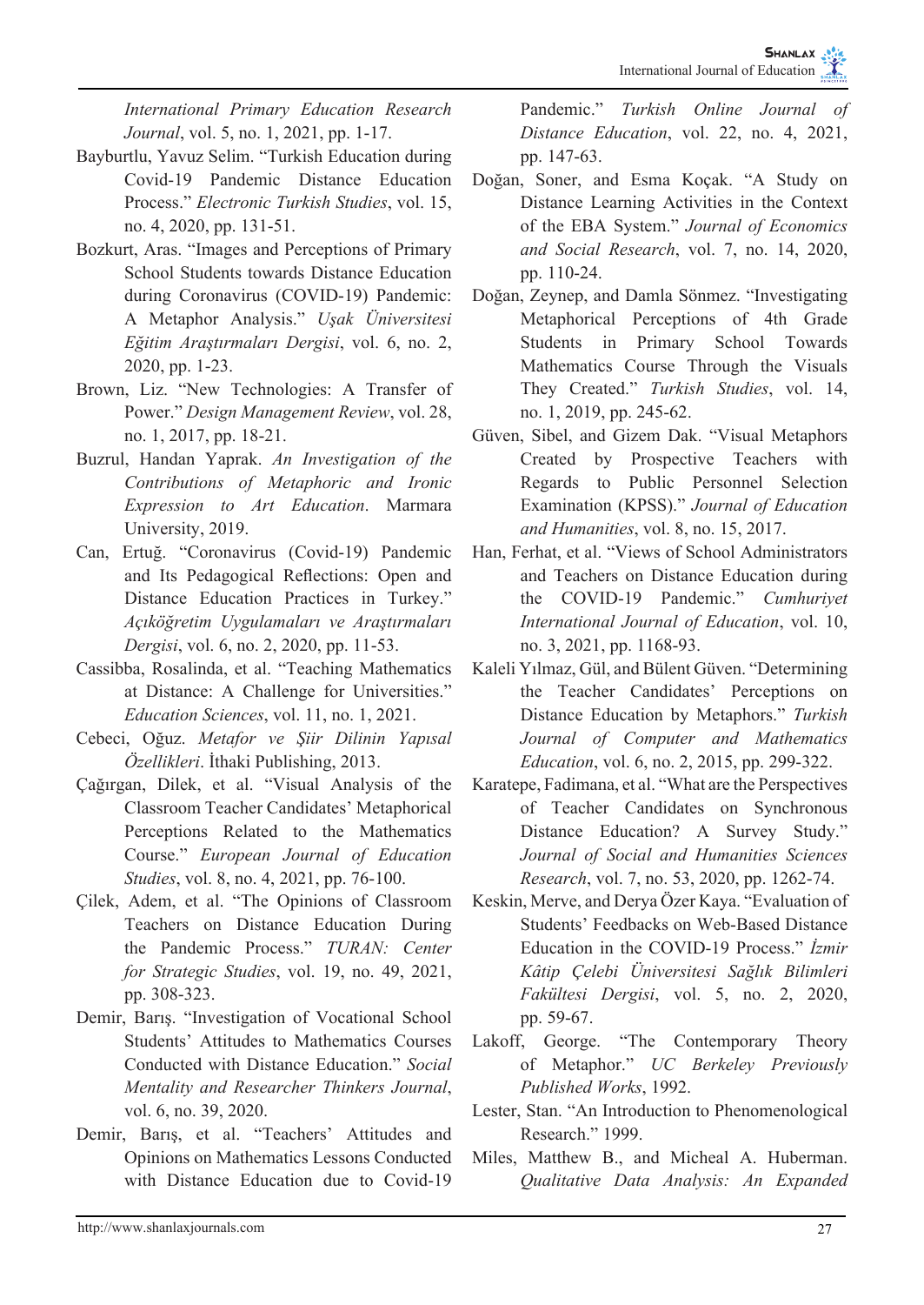*International Primary Education Research Journal*, vol. 5, no. 1, 2021, pp. 1-17.

Bayburtlu, Yavuz Selim. "Turkish Education during Covid-19 Pandemic Distance Education Process." *Electronic Turkish Studies*, vol. 15, no. 4, 2020, pp. 131-51.

Bozkurt, Aras. "Images and Perceptions of Primary School Students towards Distance Education during Coronavirus (COVID-19) Pandemic: A Metaphor Analysis." *Uşak Üniversitesi Eğitim Araştırmaları Dergisi*, vol. 6, no. 2, 2020, pp. 1-23.

Brown, Liz. "New Technologies: A Transfer of Power." *Design Management Review*, vol. 28, no. 1, 2017, pp. 18-21.

Buzrul, Handan Yaprak. *An Investigation of the Contributions of Metaphoric and Ironic Expression to Art Education*. Marmara University, 2019.

Can, Ertuğ. "Coronavirus (Covid-19) Pandemic and Its Pedagogical Reflections: Open and Distance Education Practices in Turkey." *Açıköğretim Uygulamaları ve Araştırmaları Dergisi*, vol. 6, no. 2, 2020, pp. 11-53.

Cassibba, Rosalinda, et al. "Teaching Mathematics at Distance: A Challenge for Universities." *Education Sciences*, vol. 11, no. 1, 2021.

Cebeci, Oğuz. *Metafor ve Şiir Dilinin Yapısal Özellikleri*. İthaki Publishing, 2013.

Çağırgan, Dilek, et al. "Visual Analysis of the Classroom Teacher Candidates' Metaphorical Perceptions Related to the Mathematics Course." *European Journal of Education Studies*, vol. 8, no. 4, 2021, pp. 76-100.

Çilek, Adem, et al. "The Opinions of Classroom Teachers on Distance Education During the Pandemic Process." *TURAN: Center for Strategic Studies*, vol. 19, no. 49, 2021, pp. 308-323.

Demir, Barış. "Investigation of Vocational School Students' Attitudes to Mathematics Courses Conducted with Distance Education." *Social Mentality and Researcher Thinkers Journal*, vol. 6, no. 39, 2020.

Demir, Barış, et al. "Teachers' Attitudes and Opinions on Mathematics Lessons Conducted with Distance Education due to Covid-19 Pandemic." *Turkish Online Journal of Distance Education*, vol. 22, no. 4, 2021, pp. 147-63.

Doğan, Soner, and Esma Koçak. "A Study on Distance Learning Activities in the Context of the EBA System." *Journal of Economics and Social Research*, vol. 7, no. 14, 2020, pp. 110-24.

Doğan, Zeynep, and Damla Sönmez. "Investigating Metaphorical Perceptions of 4th Grade Students in Primary School Towards Mathematics Course Through the Visuals They Created." *Turkish Studies*, vol. 14, no. 1, 2019, pp. 245-62.

Güven, Sibel, and Gizem Dak. "Visual Metaphors Created by Prospective Teachers with Regards to Public Personnel Selection Examination (KPSS)." *Journal of Education and Humanities*, vol. 8, no. 15, 2017.

Han, Ferhat, et al. "Views of School Administrators and Teachers on Distance Education during the COVID-19 Pandemic." *Cumhuriyet International Journal of Education*, vol. 10, no. 3, 2021, pp. 1168-93.

Kaleli Yılmaz, Gül, and Bülent Güven. "Determining the Teacher Candidates' Perceptions on Distance Education by Metaphors." *Turkish Journal of Computer and Mathematics Education*, vol. 6, no. 2, 2015, pp. 299-322.

Karatepe, Fadimana, et al. "What are the Perspectives of Teacher Candidates on Synchronous Distance Education? A Survey Study." *Journal of Social and Humanities Sciences Research*, vol. 7, no. 53, 2020, pp. 1262-74.

Keskin, Merve, and Derya Özer Kaya. "Evaluation of Students' Feedbacks on Web-Based Distance Education in the COVID-19 Process." *İzmir Kâtip Çelebi Üniversitesi Sağlık Bilimleri Fakültesi Dergisi*, vol. 5, no. 2, 2020, pp. 59-67.

Lakoff, George. "The Contemporary Theory of Metaphor." *UC Berkeley Previously Published Works*, 1992.

Lester, Stan. "An Introduction to Phenomenological Research." 1999.

Miles, Matthew B., and Micheal A. Huberman. *Qualitative Data Analysis: An Expanded*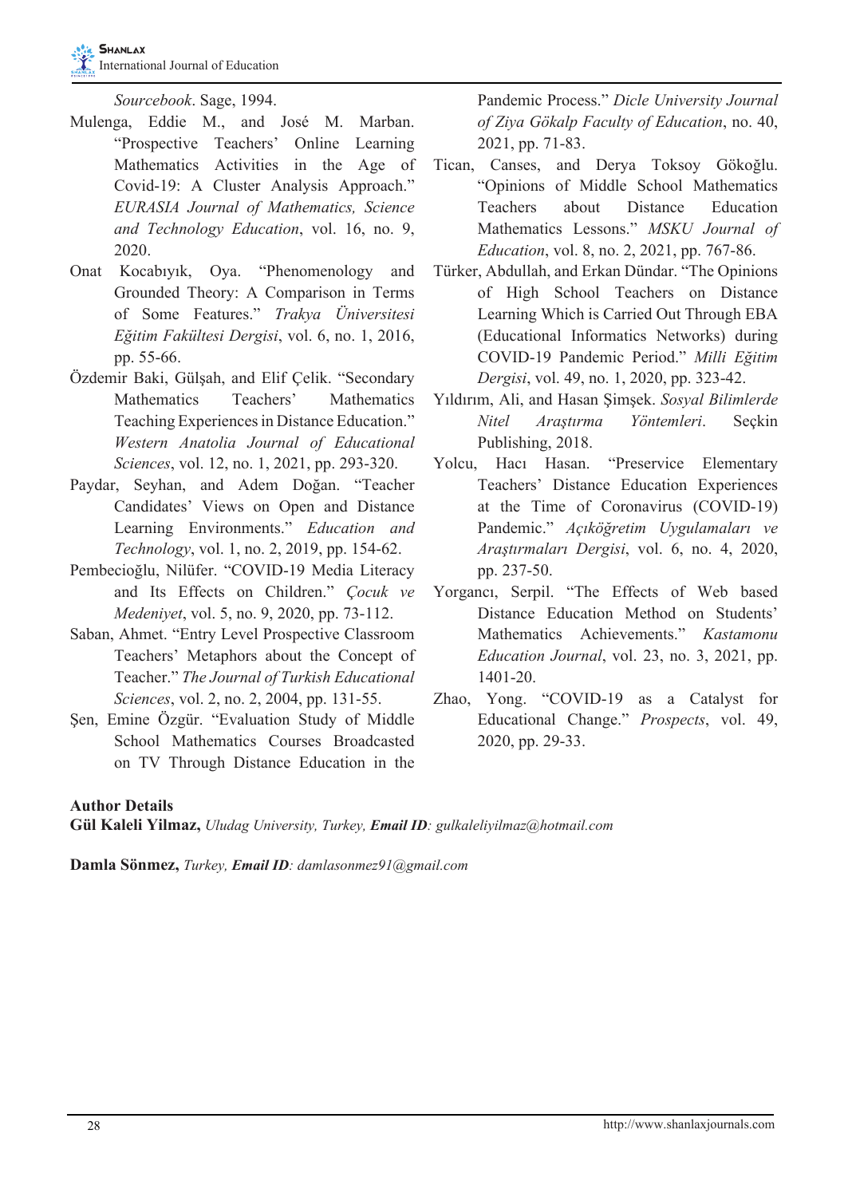*Sourcebook*. Sage, 1994.

Mulenga, Eddie M., and José M. Marban. "Prospective Teachers' Online Learning Mathematics Activities in the Age of Covid-19: A Cluster Analysis Approach." *EURASIA Journal of Mathematics, Science and Technology Education*, vol. 16, no. 9, 2020.

Onat Kocabıyık, Oya. "Phenomenology and Grounded Theory: A Comparison in Terms of Some Features." *Trakya Üniversitesi Eğitim Fakültesi Dergisi*, vol. 6, no. 1, 2016, pp. 55-66.

Özdemir Baki, Gülşah, and Elif Çelik. "Secondary Mathematics Teachers' Mathematics Teaching Experiences in Distance Education." *Western Anatolia Journal of Educational Sciences*, vol. 12, no. 1, 2021, pp. 293-320.

Paydar, Seyhan, and Adem Doğan. "Teacher Candidates' Views on Open and Distance Learning Environments." *Education and Technology*, vol. 1, no. 2, 2019, pp. 154-62.

Pembecioğlu, Nilüfer. "COVID-19 Media Literacy and Its Effects on Children." *Çocuk ve Medeniyet*, vol. 5, no. 9, 2020, pp. 73-112.

Saban, Ahmet. "Entry Level Prospective Classroom Teachers' Metaphors about the Concept of Teacher." *The Journal of Turkish Educational Sciences*, vol. 2, no. 2, 2004, pp. 131-55.

Şen, Emine Özgür. "Evaluation Study of Middle School Mathematics Courses Broadcasted on TV Through Distance Education in the Pandemic Process." *Dicle University Journal of Ziya Gökalp Faculty of Education*, no. 40, 2021, pp. 71-83.

Tican, Canses, and Derya Toksoy Gökoğlu. "Opinions of Middle School Mathematics Teachers about Distance Education Mathematics Lessons." *MSKU Journal of Education*, vol. 8, no. 2, 2021, pp. 767-86.

Türker, Abdullah, and Erkan Dündar. "The Opinions of High School Teachers on Distance Learning Which is Carried Out Through EBA (Educational Informatics Networks) during COVID-19 Pandemic Period." *Milli Eğitim Dergisi*, vol. 49, no. 1, 2020, pp. 323-42.

Yıldırım, Ali, and Hasan Şimşek. *Sosyal Bilimlerde Nitel Araştırma Yöntemleri*. Seçkin Publishing, 2018.

Yolcu, Hacı Hasan. "Preservice Elementary Teachers' Distance Education Experiences at the Time of Coronavirus (COVID-19) Pandemic." *Açıköğretim Uygulamaları ve Araştırmaları Dergisi*, vol. 6, no. 4, 2020, pp. 237-50.

Yorgancı, Serpil. "The Effects of Web based Distance Education Method on Students' Mathematics Achievements." *Kastamonu Education Journal*, vol. 23, no. 3, 2021, pp. 1401-20.

Zhao, Yong. "COVID-19 as a Catalyst for Educational Change." *Prospects*, vol. 49, 2020, pp. 29-33.

**Author Details**

**Gül Kaleli Yilmaz,** *Uludag University, Turkey,* ***Email ID****: gulkaleliyilmaz@hotmail.com*

**Damla Sönmez,** *Turkey,* ***Email ID****: damlasonmez91@gmail.com*